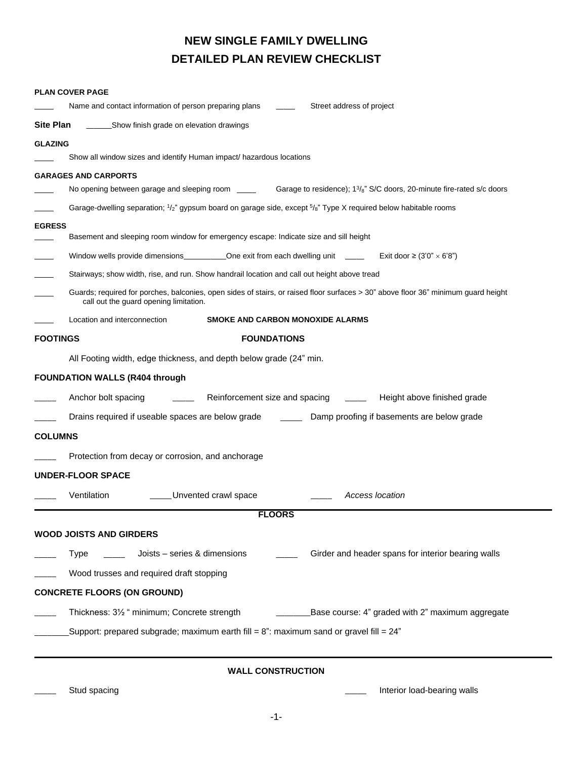# NEW SINGLE FAMILY DWELLING
# DETAILED PLAN REVIEW CHECKLIST

**PLAN COVER PAGE**

____ Name and contact information of person preparing plans ____ Street address of project

**Site Plan** ______Show finish grade on elevation drawings

**GLAZING**

____ Show all window sizes and identify Human impact/ hazardous locations

**GARAGES AND CARPORTS**

____ No opening between garage and sleeping room ____ Garage to residence); 1 3/8" S/C doors, 20-minute fire-rated s/c doors

____ Garage-dwelling separation; 1/2" gypsum board on garage side, except 5/8" Type X required below habitable rooms

**EGRESS**

____ Basement and sleeping room window for emergency escape: Indicate size and sill height

____ Window wells provide dimensions__________One exit from each dwelling unit ____ Exit door ≥ (3'0" × 6'8")

____ Stairways; show width, rise, and run. Show handrail location and call out height above tread

____ Guards; required for porches, balconies, open sides of stairs, or raised floor surfaces > 30" above floor 36" minimum guard height call out the guard opening limitation.

____ Location and interconnection **SMOKE AND CARBON MONOXIDE ALARMS**

**FOOTINGS** **FOUNDATIONS**

All Footing width, edge thickness, and depth below grade (24" min.

**FOUNDATION WALLS (R404 through**

_____ Anchor bolt spacing _____ Reinforcement size and spacing _____ Height above finished grade

_____ Drains required if useable spaces are below grade _____ Damp proofing if basements are below grade

**COLUMNS**

_____ Protection from decay or corrosion, and anchorage

**UNDER-FLOOR SPACE**

_____ Ventilation _____Unvented crawl space _____ *Access location*

---

**FLOORS**

**WOOD JOISTS AND GIRDERS**

_____ Type _____ Joists – series & dimensions _____ Girder and header spans for interior bearing walls

_____ Wood trusses and required draft stopping

**CONCRETE FLOORS (ON GROUND)**

_____ Thickness: 3½ " minimum; Concrete strength _______Base course: 4" graded with 2" maximum aggregate

_______Support: prepared subgrade; maximum earth fill = 8": maximum sand or gravel fill = 24"

---

**WALL CONSTRUCTION**

_____ Stud spacing _____ Interior load-bearing walls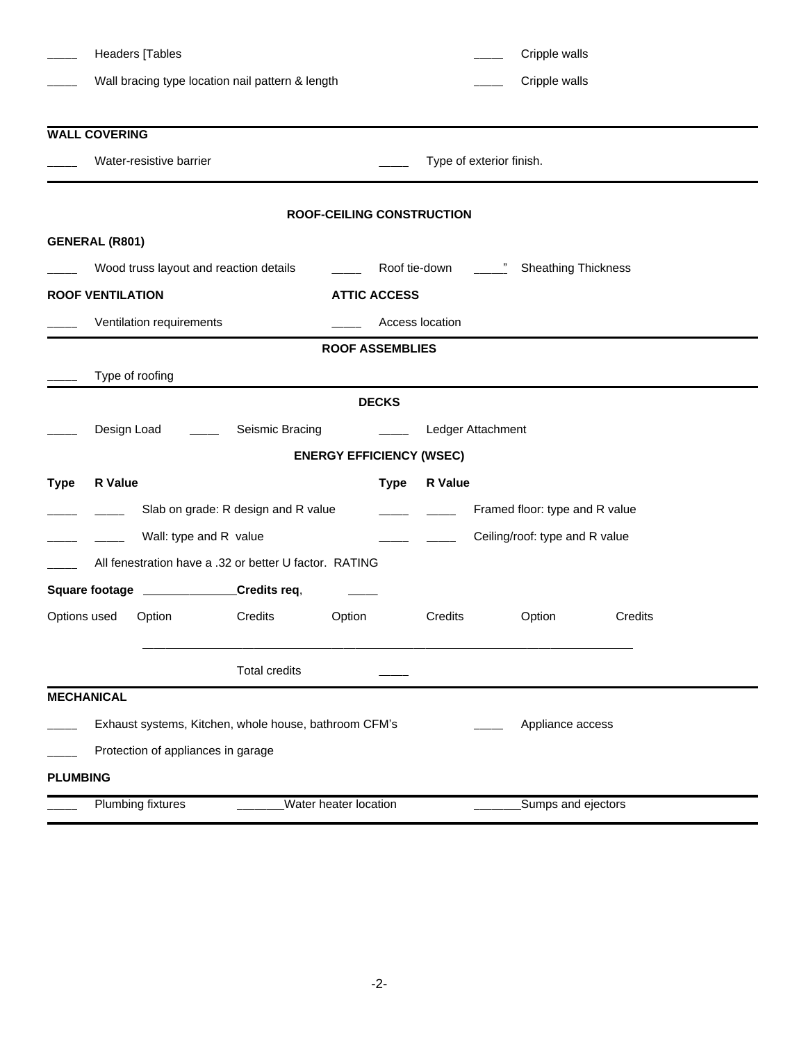____ Headers [Tables ____ Cripple walls

____ Wall bracing type location nail pattern & length ____ Cripple walls

**WALL COVERING**

____ Water-resistive barrier ____ Type of exterior finish.

## ROOF-CEILING CONSTRUCTION

**GENERAL (R801)**

____ Wood truss layout and reaction details ____ Roof tie-down ____" Sheathing Thickness

**ROOF VENTILATION** **ATTIC ACCESS**

____ Ventilation requirements ____ Access location

## ROOF ASSEMBLIES

____ Type of roofing

## DECKS

____ Design Load ____ Seismic Bracing ____ Ledger Attachment

## ENERGY EFFICIENCY (WSEC)

| Type | R Value | | Type | R Value | |
|---|---|---|---|---|---|
| ____ | ____ | Slab on grade: R design and R value | ____ | ____ | Framed floor: type and R value |
| ____ | ____ | Wall: type and R value | ____ | ____ | Ceiling/roof: type and R value |

____ All fenestration have a .32 or better U factor. RATING

**Square footage** ______________ **Credits req**, ____

| Options used | Option | Credits | Option | Credits | Option | Credits |
|---|---|---|---|---|---|---|
| | | | | | | |

Total credits ____

**MECHANICAL**

____ Exhaust systems, Kitchen, whole house, bathroom CFM's ____ Appliance access

____ Protection of appliances in garage

**PLUMBING**

____ Plumbing fixtures _______Water heater location _______Sumps and ejectors